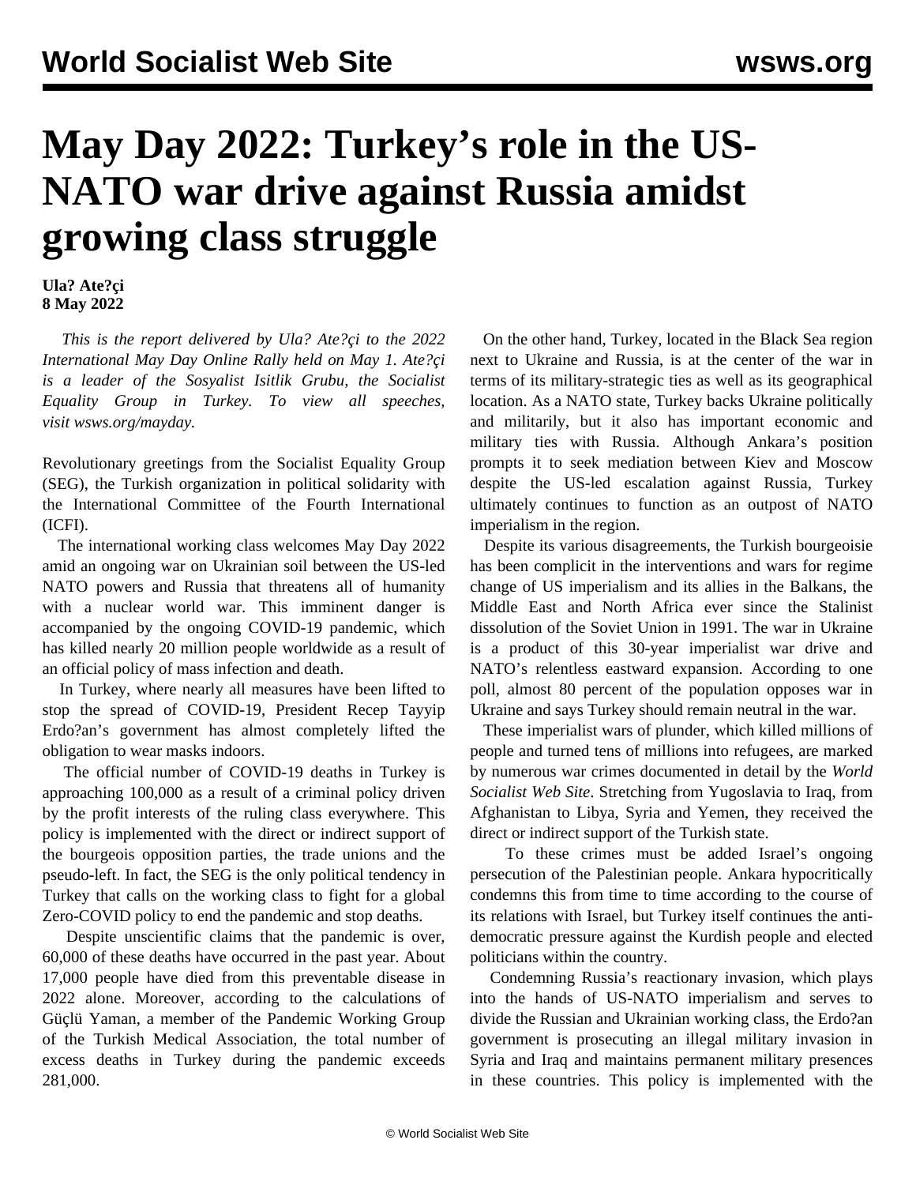# May Day 2022: Turkey's role in the US-NATO war drive against Russia amidst growing class struggle

**Ula? Ate?çi**
**8 May 2022**

*This is the report delivered by Ula? Ate?çi to the 2022 International May Day Online Rally held on May 1. Ate?çi is a leader of the Sosyalist Isitlik Grubu, the Socialist Equality Group in Turkey. To view all speeches, visit wsws.org/mayday.*

Revolutionary greetings from the Socialist Equality Group (SEG), the Turkish organization in political solidarity with the International Committee of the Fourth International (ICFI).

The international working class welcomes May Day 2022 amid an ongoing war on Ukrainian soil between the US-led NATO powers and Russia that threatens all of humanity with a nuclear world war. This imminent danger is accompanied by the ongoing COVID-19 pandemic, which has killed nearly 20 million people worldwide as a result of an official policy of mass infection and death.

In Turkey, where nearly all measures have been lifted to stop the spread of COVID-19, President Recep Tayyip Erdo?an's government has almost completely lifted the obligation to wear masks indoors.

The official number of COVID-19 deaths in Turkey is approaching 100,000 as a result of a criminal policy driven by the profit interests of the ruling class everywhere. This policy is implemented with the direct or indirect support of the bourgeois opposition parties, the trade unions and the pseudo-left. In fact, the SEG is the only political tendency in Turkey that calls on the working class to fight for a global Zero-COVID policy to end the pandemic and stop deaths.

Despite unscientific claims that the pandemic is over, 60,000 of these deaths have occurred in the past year. About 17,000 people have died from this preventable disease in 2022 alone. Moreover, according to the calculations of Güçlü Yaman, a member of the Pandemic Working Group of the Turkish Medical Association, the total number of excess deaths in Turkey during the pandemic exceeds 281,000.

On the other hand, Turkey, located in the Black Sea region next to Ukraine and Russia, is at the center of the war in terms of its military-strategic ties as well as its geographical location. As a NATO state, Turkey backs Ukraine politically and militarily, but it also has important economic and military ties with Russia. Although Ankara's position prompts it to seek mediation between Kiev and Moscow despite the US-led escalation against Russia, Turkey ultimately continues to function as an outpost of NATO imperialism in the region.

Despite its various disagreements, the Turkish bourgeoisie has been complicit in the interventions and wars for regime change of US imperialism and its allies in the Balkans, the Middle East and North Africa ever since the Stalinist dissolution of the Soviet Union in 1991. The war in Ukraine is a product of this 30-year imperialist war drive and NATO's relentless eastward expansion. According to one poll, almost 80 percent of the population opposes war in Ukraine and says Turkey should remain neutral in the war.

These imperialist wars of plunder, which killed millions of people and turned tens of millions into refugees, are marked by numerous war crimes documented in detail by the *World Socialist Web Site*. Stretching from Yugoslavia to Iraq, from Afghanistan to Libya, Syria and Yemen, they received the direct or indirect support of the Turkish state.

To these crimes must be added Israel's ongoing persecution of the Palestinian people. Ankara hypocritically condemns this from time to time according to the course of its relations with Israel, but Turkey itself continues the anti-democratic pressure against the Kurdish people and elected politicians within the country.

Condemning Russia's reactionary invasion, which plays into the hands of US-NATO imperialism and serves to divide the Russian and Ukrainian working class, the Erdo?an government is prosecuting an illegal military invasion in Syria and Iraq and maintains permanent military presences in these countries. This policy is implemented with the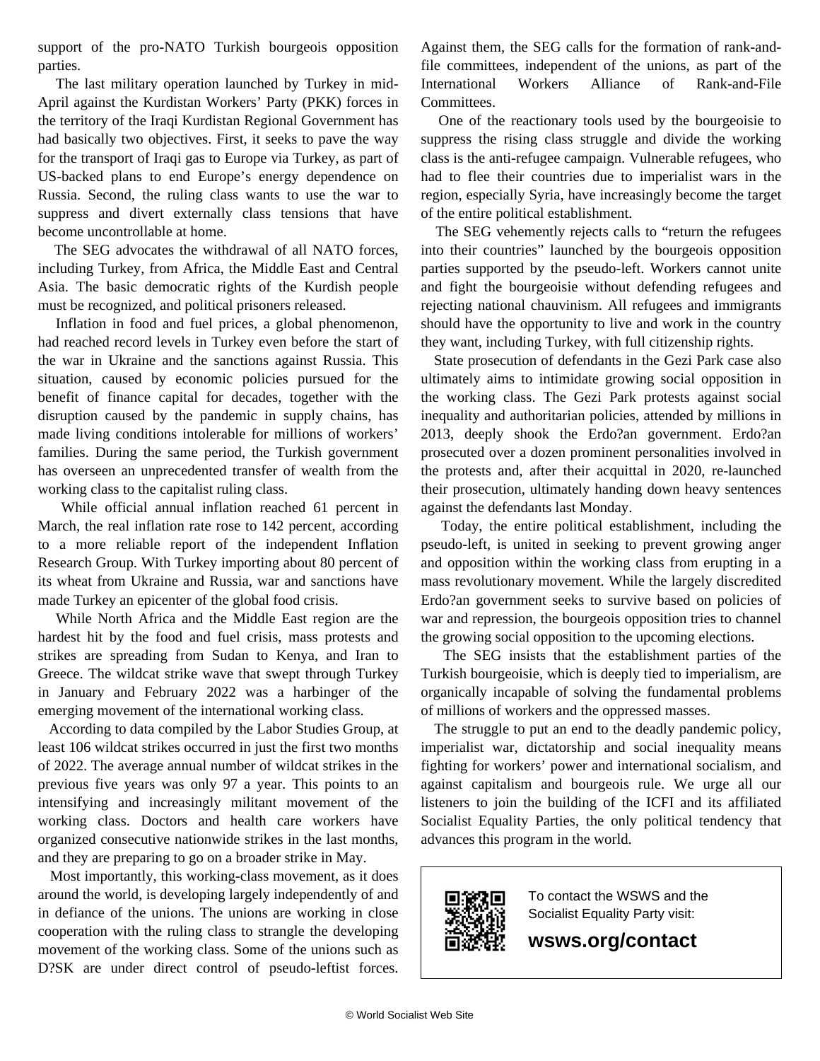support of the pro-NATO Turkish bourgeois opposition parties.

The last military operation launched by Turkey in mid-April against the Kurdistan Workers' Party (PKK) forces in the territory of the Iraqi Kurdistan Regional Government has had basically two objectives. First, it seeks to pave the way for the transport of Iraqi gas to Europe via Turkey, as part of US-backed plans to end Europe's energy dependence on Russia. Second, the ruling class wants to use the war to suppress and divert externally class tensions that have become uncontrollable at home.

The SEG advocates the withdrawal of all NATO forces, including Turkey, from Africa, the Middle East and Central Asia. The basic democratic rights of the Kurdish people must be recognized, and political prisoners released.

Inflation in food and fuel prices, a global phenomenon, had reached record levels in Turkey even before the start of the war in Ukraine and the sanctions against Russia. This situation, caused by economic policies pursued for the benefit of finance capital for decades, together with the disruption caused by the pandemic in supply chains, has made living conditions intolerable for millions of workers' families. During the same period, the Turkish government has overseen an unprecedented transfer of wealth from the working class to the capitalist ruling class.

While official annual inflation reached 61 percent in March, the real inflation rate rose to 142 percent, according to a more reliable report of the independent Inflation Research Group. With Turkey importing about 80 percent of its wheat from Ukraine and Russia, war and sanctions have made Turkey an epicenter of the global food crisis.

While North Africa and the Middle East region are the hardest hit by the food and fuel crisis, mass protests and strikes are spreading from Sudan to Kenya, and Iran to Greece. The wildcat strike wave that swept through Turkey in January and February 2022 was a harbinger of the emerging movement of the international working class.

According to data compiled by the Labor Studies Group, at least 106 wildcat strikes occurred in just the first two months of 2022. The average annual number of wildcat strikes in the previous five years was only 97 a year. This points to an intensifying and increasingly militant movement of the working class. Doctors and health care workers have organized consecutive nationwide strikes in the last months, and they are preparing to go on a broader strike in May.

Most importantly, this working-class movement, as it does around the world, is developing largely independently of and in defiance of the unions. The unions are working in close cooperation with the ruling class to strangle the developing movement of the working class. Some of the unions such as D?SK are under direct control of pseudo-leftist forces. Against them, the SEG calls for the formation of rank-and-file committees, independent of the unions, as part of the International Workers Alliance of Rank-and-File Committees.

One of the reactionary tools used by the bourgeoisie to suppress the rising class struggle and divide the working class is the anti-refugee campaign. Vulnerable refugees, who had to flee their countries due to imperialist wars in the region, especially Syria, have increasingly become the target of the entire political establishment.

The SEG vehemently rejects calls to "return the refugees into their countries" launched by the bourgeois opposition parties supported by the pseudo-left. Workers cannot unite and fight the bourgeoisie without defending refugees and rejecting national chauvinism. All refugees and immigrants should have the opportunity to live and work in the country they want, including Turkey, with full citizenship rights.

State prosecution of defendants in the Gezi Park case also ultimately aims to intimidate growing social opposition in the working class. The Gezi Park protests against social inequality and authoritarian policies, attended by millions in 2013, deeply shook the Erdo?an government. Erdo?an prosecuted over a dozen prominent personalities involved in the protests and, after their acquittal in 2020, re-launched their prosecution, ultimately handing down heavy sentences against the defendants last Monday.

Today, the entire political establishment, including the pseudo-left, is united in seeking to prevent growing anger and opposition within the working class from erupting in a mass revolutionary movement. While the largely discredited Erdo?an government seeks to survive based on policies of war and repression, the bourgeois opposition tries to channel the growing social opposition to the upcoming elections.

The SEG insists that the establishment parties of the Turkish bourgeoisie, which is deeply tied to imperialism, are organically incapable of solving the fundamental problems of millions of workers and the oppressed masses.

The struggle to put an end to the deadly pandemic policy, imperialist war, dictatorship and social inequality means fighting for workers' power and international socialism, and against capitalism and bourgeois rule. We urge all our listeners to join the building of the ICFI and its affiliated Socialist Equality Parties, the only political tendency that advances this program in the world.

To contact the WSWS and the Socialist Equality Party visit:

**wsws.org/contact**